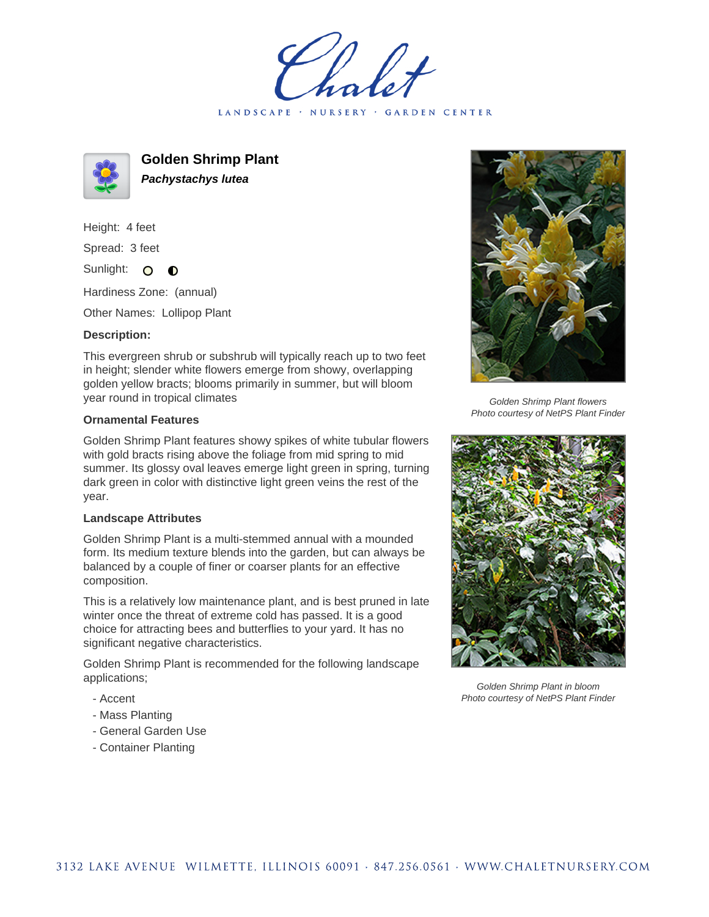# Chalet

LANDSCAPE · NURSERY · GARDEN CENTER

## Golden Shrimp Plant

***Pachystachys lutea***

Height: 4 feet

Spread: 3 feet

Sunlight:

Hardiness Zone: (annual)

Other Names: Lollipop Plant

**Description:**

This evergreen shrub or subshrub will typically reach up to two feet in height; slender white flowers emerge from showy, overlapping golden yellow bracts; blooms primarily in summer, but will bloom year round in tropical climates

### Ornamental Features

Golden Shrimp Plant features showy spikes of white tubular flowers with gold bracts rising above the foliage from mid spring to mid summer. Its glossy oval leaves emerge light green in spring, turning dark green in color with distinctive light green veins the rest of the year.

### Landscape Attributes

Golden Shrimp Plant is a multi-stemmed annual with a mounded form. Its medium texture blends into the garden, but can always be balanced by a couple of finer or coarser plants for an effective composition.

This is a relatively low maintenance plant, and is best pruned in late winter once the threat of extreme cold has passed. It is a good choice for attracting bees and butterflies to your yard. It has no significant negative characteristics.

Golden Shrimp Plant is recommended for the following landscape applications;

- Accent
- Mass Planting
- General Garden Use
- Container Planting

*Golden Shrimp Plant flowers*
*Photo courtesy of NetPS Plant Finder*

*Golden Shrimp Plant in bloom*
*Photo courtesy of NetPS Plant Finder*

3132 LAKE AVENUE WILMETTE, ILLINOIS 60091 · 847.256.0561 · WWW.CHALETNURSERY.COM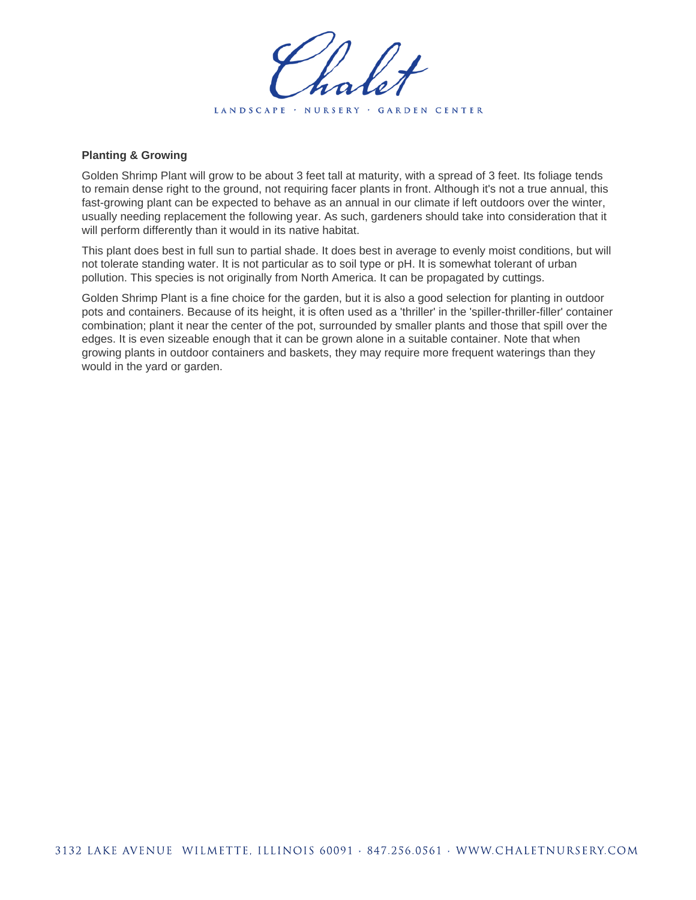**Planting & Growing**

Golden Shrimp Plant will grow to be about 3 feet tall at maturity, with a spread of 3 feet. Its foliage tends to remain dense right to the ground, not requiring facer plants in front. Although it's not a true annual, this fast-growing plant can be expected to behave as an annual in our climate if left outdoors over the winter, usually needing replacement the following year. As such, gardeners should take into consideration that it will perform differently than it would in its native habitat.

This plant does best in full sun to partial shade. It does best in average to evenly moist conditions, but will not tolerate standing water. It is not particular as to soil type or pH. It is somewhat tolerant of urban pollution. This species is not originally from North America. It can be propagated by cuttings.

Golden Shrimp Plant is a fine choice for the garden, but it is also a good selection for planting in outdoor pots and containers. Because of its height, it is often used as a 'thriller' in the 'spiller-thriller-filler' container combination; plant it near the center of the pot, surrounded by smaller plants and those that spill over the edges. It is even sizeable enough that it can be grown alone in a suitable container. Note that when growing plants in outdoor containers and baskets, they may require more frequent waterings than they would in the yard or garden.